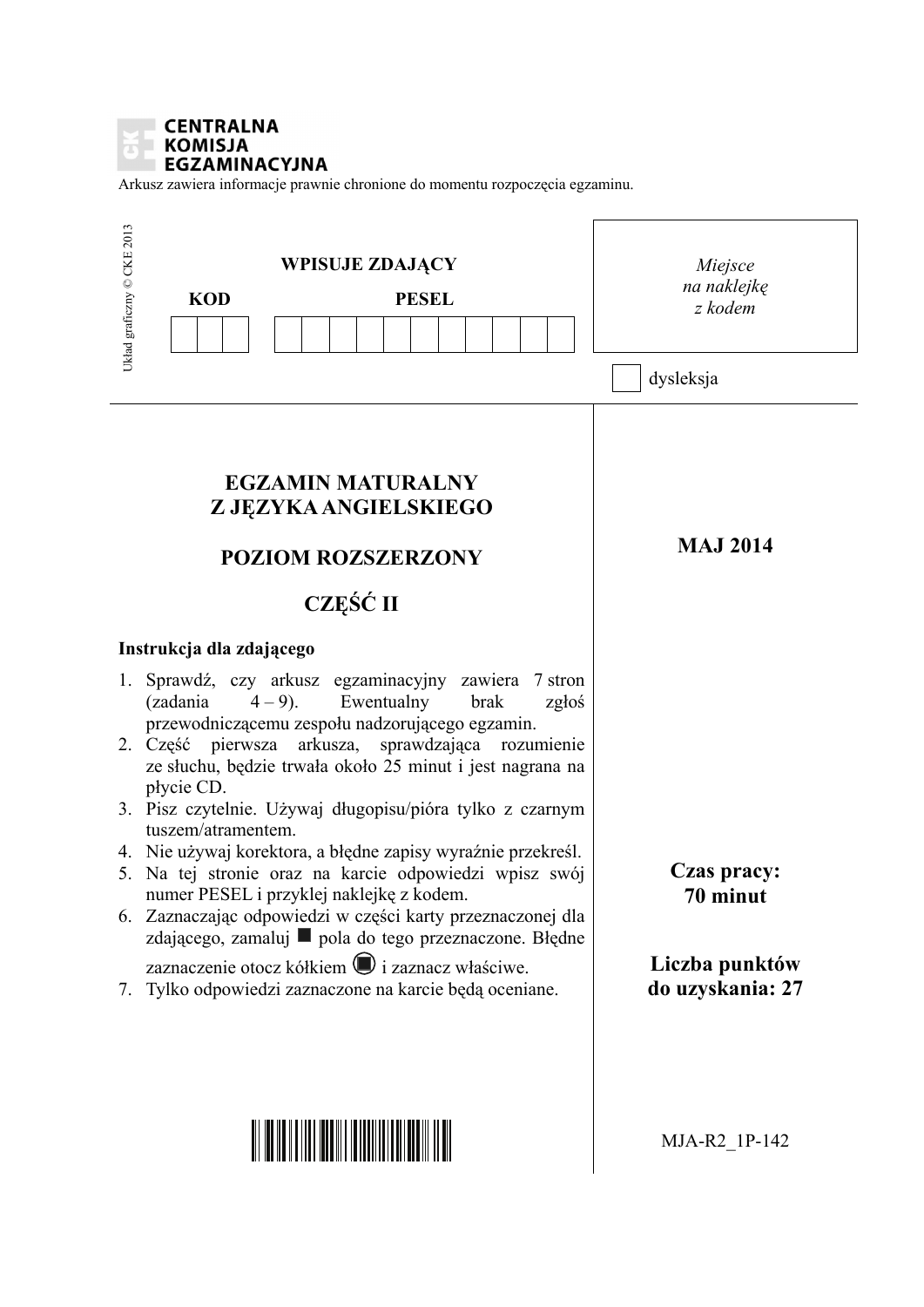CENTRALNA KOMISJA EGZAMINACYJNA

Arkusz zawiera informacje prawnie chronione do momentu rozpoczęcia egzaminu.

Układ graficzny © CKE 2013

**WPISUJE ZDAJĄCY**

| KOD | PESEL |
|---|---|
| | |

*Miejsce na naklejkę z kodem*

dysleksja

# EGZAMIN MATURALNY Z JĘZYKA ANGIELSKIEGO

## POZIOM ROZSZERZONY

## CZĘŚĆ II

**MAJ 2014**

**Instrukcja dla zdającego**

1. Sprawdź, czy arkusz egzaminacyjny zawiera 7 stron (zadania 4 – 9). Ewentualny brak zgłoś przewodniczącemu zespołu nadzorującego egzamin.
2. Część pierwsza arkusza, sprawdzająca rozumienie ze słuchu, będzie trwała około 25 minut i jest nagrana na płycie CD.
3. Pisz czytelnie. Używaj długopisu/pióra tylko z czarnym tuszem/atramentem.
4. Nie używaj korektora, a błędne zapisy wyraźnie przekreśl.
5. Na tej stronie oraz na karcie odpowiedzi wpisz swój numer PESEL i przyklej naklejkę z kodem.
6. Zaznaczając odpowiedzi w części karty przeznaczonej dla zdającego, zamaluj ■ pola do tego przeznaczone. Błędne zaznaczenie otocz kółkiem i zaznacz właściwe.
7. Tylko odpowiedzi zaznaczone na karcie będą oceniane.

**Czas pracy: 70 minut**

**Liczba punktów do uzyskania: 27**

MJA-R2_1P-142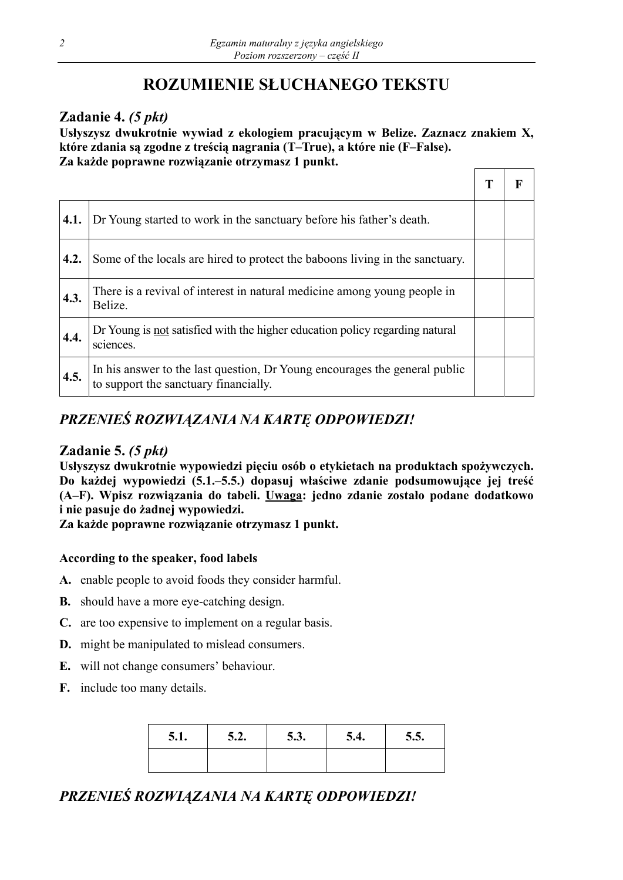# ROZUMIENIE SŁUCHANEGO TEKSTU

## Zadanie 4. *(5 pkt)*

**Usłyszysz dwukrotnie wywiad z ekologiem pracującym w Belize. Zaznacz znakiem X, które zdania są zgodne z treścią nagrania (T–True), a które nie (F–False).**
**Za każde poprawne rozwiązanie otrzymasz 1 punkt.**

| | | T | F |
|---|---|---|---|
| **4.1.** | Dr Young started to work in the sanctuary before his father's death. | | |
| **4.2.** | Some of the locals are hired to protect the baboons living in the sanctuary. | | |
| **4.3.** | There is a revival of interest in natural medicine among young people in Belize. | | |
| **4.4.** | Dr Young is <u>not</u> satisfied with the higher education policy regarding natural sciences. | | |
| **4.5.** | In his answer to the last question, Dr Young encourages the general public to support the sanctuary financially. | | |

***PRZENIEŚ ROZWIĄZANIA NA KARTĘ ODPOWIEDZI!***

## Zadanie 5. *(5 pkt)*

**Usłyszysz dwukrotnie wypowiedzi pięciu osób o etykietach na produktach spożywczych. Do każdej wypowiedzi (5.1.–5.5.) dopasuj właściwe zdanie podsumowujące jej treść (A–F). Wpisz rozwiązania do tabeli. <u>Uwaga</u>: jedno zdanie zostało podane dodatkowo i nie pasuje do żadnej wypowiedzi.**
**Za każde poprawne rozwiązanie otrzymasz 1 punkt.**

**According to the speaker, food labels**

**A.** enable people to avoid foods they consider harmful.
**B.** should have a more eye-catching design.
**C.** are too expensive to implement on a regular basis.
**D.** might be manipulated to mislead consumers.
**E.** will not change consumers' behaviour.
**F.** include too many details.

| 5.1. | 5.2. | 5.3. | 5.4. | 5.5. |
|---|---|---|---|---|
| | | | | |

***PRZENIEŚ ROZWIĄZANIA NA KARTĘ ODPOWIEDZI!***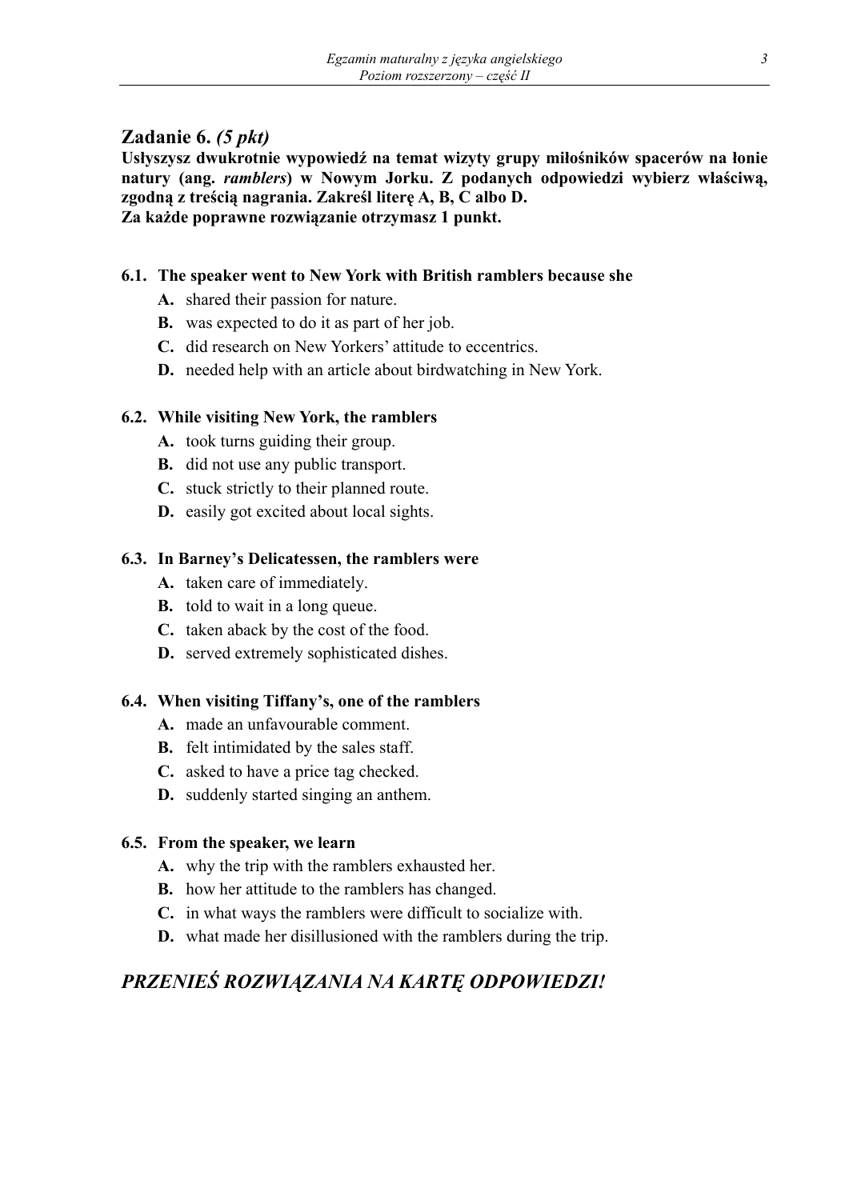## Zadanie 6. *(5 pkt)*

**Usłyszysz dwukrotnie wypowiedź na temat wizyty grupy miłośników spacerów na łonie natury (ang. *ramblers*) w Nowym Jorku. Z podanych odpowiedzi wybierz właściwą, zgodną z treścią nagrania. Zakreśl literę A, B, C albo D.**
**Za każde poprawne rozwiązanie otrzymasz 1 punkt.**

**6.1. The speaker went to New York with British ramblers because she**

- **A.** shared their passion for nature.
- **B.** was expected to do it as part of her job.
- **C.** did research on New Yorkers' attitude to eccentrics.
- **D.** needed help with an article about birdwatching in New York.

**6.2. While visiting New York, the ramblers**

- **A.** took turns guiding their group.
- **B.** did not use any public transport.
- **C.** stuck strictly to their planned route.
- **D.** easily got excited about local sights.

**6.3. In Barney's Delicatessen, the ramblers were**

- **A.** taken care of immediately.
- **B.** told to wait in a long queue.
- **C.** taken aback by the cost of the food.
- **D.** served extremely sophisticated dishes.

**6.4. When visiting Tiffany's, one of the ramblers**

- **A.** made an unfavourable comment.
- **B.** felt intimidated by the sales staff.
- **C.** asked to have a price tag checked.
- **D.** suddenly started singing an anthem.

**6.5. From the speaker, we learn**

- **A.** why the trip with the ramblers exhausted her.
- **B.** how her attitude to the ramblers has changed.
- **C.** in what ways the ramblers were difficult to socialize with.
- **D.** what made her disillusioned with the ramblers during the trip.

## *PRZENIEŚ ROZWIĄZANIA NA KARTĘ ODPOWIEDZI!*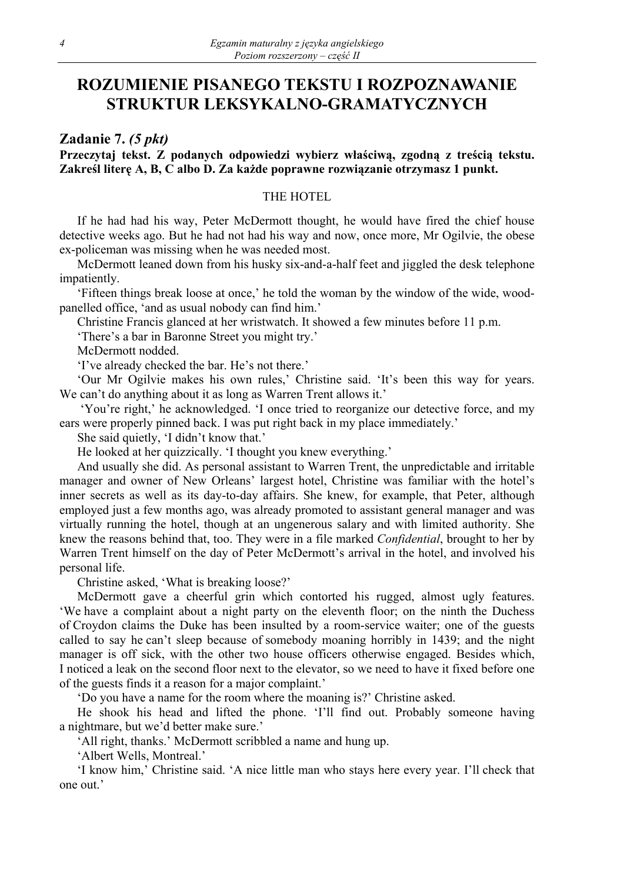# ROZUMIENIE PISANEGO TEKSTU I ROZPOZNAWANIE STRUKTUR LEKSYKALNO-GRAMATYCZNYCH

## Zadanie 7. *(5 pkt)*

**Przeczytaj tekst. Z podanych odpowiedzi wybierz właściwą, zgodną z treścią tekstu. Zakreśl literę A, B, C albo D. Za każde poprawne rozwiązanie otrzymasz 1 punkt.**

THE HOTEL

If he had had his way, Peter McDermott thought, he would have fired the chief house detective weeks ago. But he had not had his way and now, once more, Mr Ogilvie, the obese ex-policeman was missing when he was needed most.

McDermott leaned down from his husky six-and-a-half feet and jiggled the desk telephone impatiently.

'Fifteen things break loose at once,' he told the woman by the window of the wide, wood-panelled office, 'and as usual nobody can find him.'

Christine Francis glanced at her wristwatch. It showed a few minutes before 11 p.m.

'There's a bar in Baronne Street you might try.'

McDermott nodded.

'I've already checked the bar. He's not there.'

'Our Mr Ogilvie makes his own rules,' Christine said. 'It's been this way for years. We can't do anything about it as long as Warren Trent allows it.'

'You're right,' he acknowledged. 'I once tried to reorganize our detective force, and my ears were properly pinned back. I was put right back in my place immediately.'

She said quietly, 'I didn't know that.'

He looked at her quizzically. 'I thought you knew everything.'

And usually she did. As personal assistant to Warren Trent, the unpredictable and irritable manager and owner of New Orleans' largest hotel, Christine was familiar with the hotel's inner secrets as well as its day-to-day affairs. She knew, for example, that Peter, although employed just a few months ago, was already promoted to assistant general manager and was virtually running the hotel, though at an ungenerous salary and with limited authority. She knew the reasons behind that, too. They were in a file marked *Confidential*, brought to her by Warren Trent himself on the day of Peter McDermott's arrival in the hotel, and involved his personal life.

Christine asked, 'What is breaking loose?'

McDermott gave a cheerful grin which contorted his rugged, almost ugly features. 'We have a complaint about a night party on the eleventh floor; on the ninth the Duchess of Croydon claims the Duke has been insulted by a room-service waiter; one of the guests called to say he can't sleep because of somebody moaning horribly in 1439; and the night manager is off sick, with the other two house officers otherwise engaged. Besides which, I noticed a leak on the second floor next to the elevator, so we need to have it fixed before one of the guests finds it a reason for a major complaint.'

'Do you have a name for the room where the moaning is?' Christine asked.

He shook his head and lifted the phone. 'I'll find out. Probably someone having a nightmare, but we'd better make sure.'

'All right, thanks.' McDermott scribbled a name and hung up.

'Albert Wells, Montreal.'

'I know him,' Christine said. 'A nice little man who stays here every year. I'll check that one out.'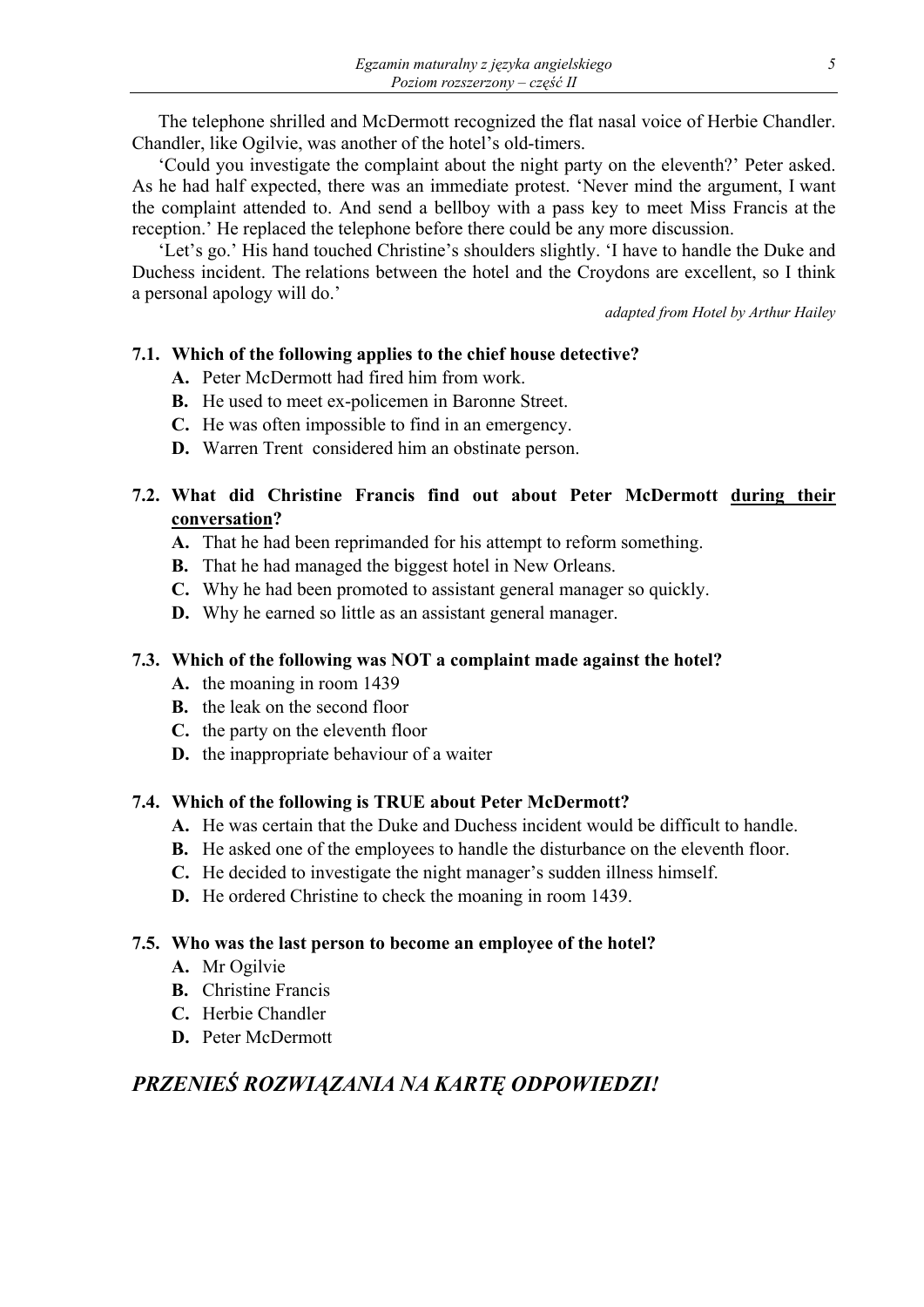The telephone shrilled and McDermott recognized the flat nasal voice of Herbie Chandler. Chandler, like Ogilvie, was another of the hotel's old-timers.

'Could you investigate the complaint about the night party on the eleventh?' Peter asked. As he had half expected, there was an immediate protest. 'Never mind the argument, I want the complaint attended to. And send a bellboy with a pass key to meet Miss Francis at the reception.' He replaced the telephone before there could be any more discussion.

'Let's go.' His hand touched Christine's shoulders slightly. 'I have to handle the Duke and Duchess incident. The relations between the hotel and the Croydons are excellent, so I think a personal apology will do.'

*adapted from Hotel by Arthur Hailey*

**7.1. Which of the following applies to the chief house detective?**

- **A.** Peter McDermott had fired him from work.
- **B.** He used to meet ex-policemen in Baronne Street.
- **C.** He was often impossible to find in an emergency.
- **D.** Warren Trent considered him an obstinate person.

**7.2. What did Christine Francis find out about Peter McDermott <u>during their conversation</u>?**

- **A.** That he had been reprimanded for his attempt to reform something.
- **B.** That he had managed the biggest hotel in New Orleans.
- **C.** Why he had been promoted to assistant general manager so quickly.
- **D.** Why he earned so little as an assistant general manager.

**7.3. Which of the following was NOT a complaint made against the hotel?**

- **A.** the moaning in room 1439
- **B.** the leak on the second floor
- **C.** the party on the eleventh floor
- **D.** the inappropriate behaviour of a waiter

**7.4. Which of the following is TRUE about Peter McDermott?**

- **A.** He was certain that the Duke and Duchess incident would be difficult to handle.
- **B.** He asked one of the employees to handle the disturbance on the eleventh floor.
- **C.** He decided to investigate the night manager's sudden illness himself.
- **D.** He ordered Christine to check the moaning in room 1439.

**7.5. Who was the last person to become an employee of the hotel?**

- **A.** Mr Ogilvie
- **B.** Christine Francis
- **C.** Herbie Chandler
- **D.** Peter McDermott

## *PRZENIEŚ ROZWIĄZANIA NA KARTĘ ODPOWIEDZI!*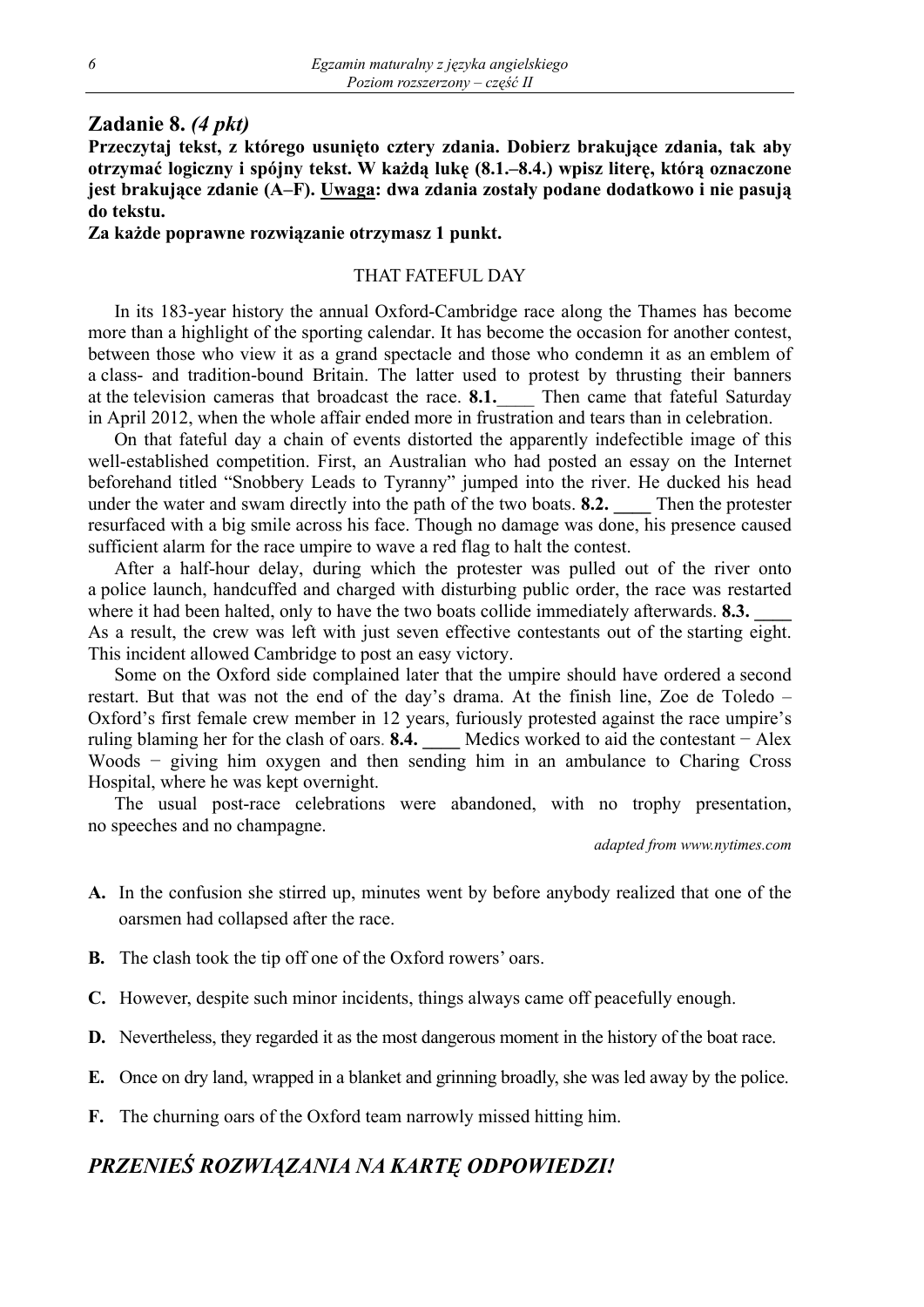## Zadanie 8. *(4 pkt)*

**Przeczytaj tekst, z którego usunięto cztery zdania. Dobierz brakujące zdania, tak aby otrzymać logiczny i spójny tekst. W każdą lukę (8.1.–8.4.) wpisz literę, którą oznaczone jest brakujące zdanie (A–F). <u>Uwaga</u>: dwa zdania zostały podane dodatkowo i nie pasują do tekstu.**

**Za każde poprawne rozwiązanie otrzymasz 1 punkt.**

THAT FATEFUL DAY

In its 183-year history the annual Oxford-Cambridge race along the Thames has become more than a highlight of the sporting calendar. It has become the occasion for another contest, between those who view it as a grand spectacle and those who condemn it as an emblem of a class- and tradition-bound Britain. The latter used to protest by thrusting their banners at the television cameras that broadcast the race. **8.1.**____ Then came that fateful Saturday in April 2012, when the whole affair ended more in frustration and tears than in celebration.

On that fateful day a chain of events distorted the apparently indefectible image of this well-established competition. First, an Australian who had posted an essay on the Internet beforehand titled "Snobbery Leads to Tyranny" jumped into the river. He ducked his head under the water and swam directly into the path of the two boats. **8.2. ____** Then the protester resurfaced with a big smile across his face. Though no damage was done, his presence caused sufficient alarm for the race umpire to wave a red flag to halt the contest.

After a half-hour delay, during which the protester was pulled out of the river onto a police launch, handcuffed and charged with disturbing public order, the race was restarted where it had been halted, only to have the two boats collide immediately afterwards. **8.3. ____** As a result, the crew was left with just seven effective contestants out of the starting eight. This incident allowed Cambridge to post an easy victory.

Some on the Oxford side complained later that the umpire should have ordered a second restart. But that was not the end of the day's drama. At the finish line, Zoe de Toledo – Oxford's first female crew member in 12 years, furiously protested against the race umpire's ruling blaming her for the clash of oars. **8.4. ____** Medics worked to aid the contestant − Alex Woods − giving him oxygen and then sending him in an ambulance to Charing Cross Hospital, where he was kept overnight.

The usual post-race celebrations were abandoned, with no trophy presentation, no speeches and no champagne.

*adapted from www.nytimes.com*

**A.** In the confusion she stirred up, minutes went by before anybody realized that one of the oarsmen had collapsed after the race.

**B.** The clash took the tip off one of the Oxford rowers' oars.

**C.** However, despite such minor incidents, things always came off peacefully enough.

**D.** Nevertheless, they regarded it as the most dangerous moment in the history of the boat race.

**E.** Once on dry land, wrapped in a blanket and grinning broadly, she was led away by the police.

**F.** The churning oars of the Oxford team narrowly missed hitting him.

## *PRZENIEŚ ROZWIĄZANIA NA KARTĘ ODPOWIEDZI!*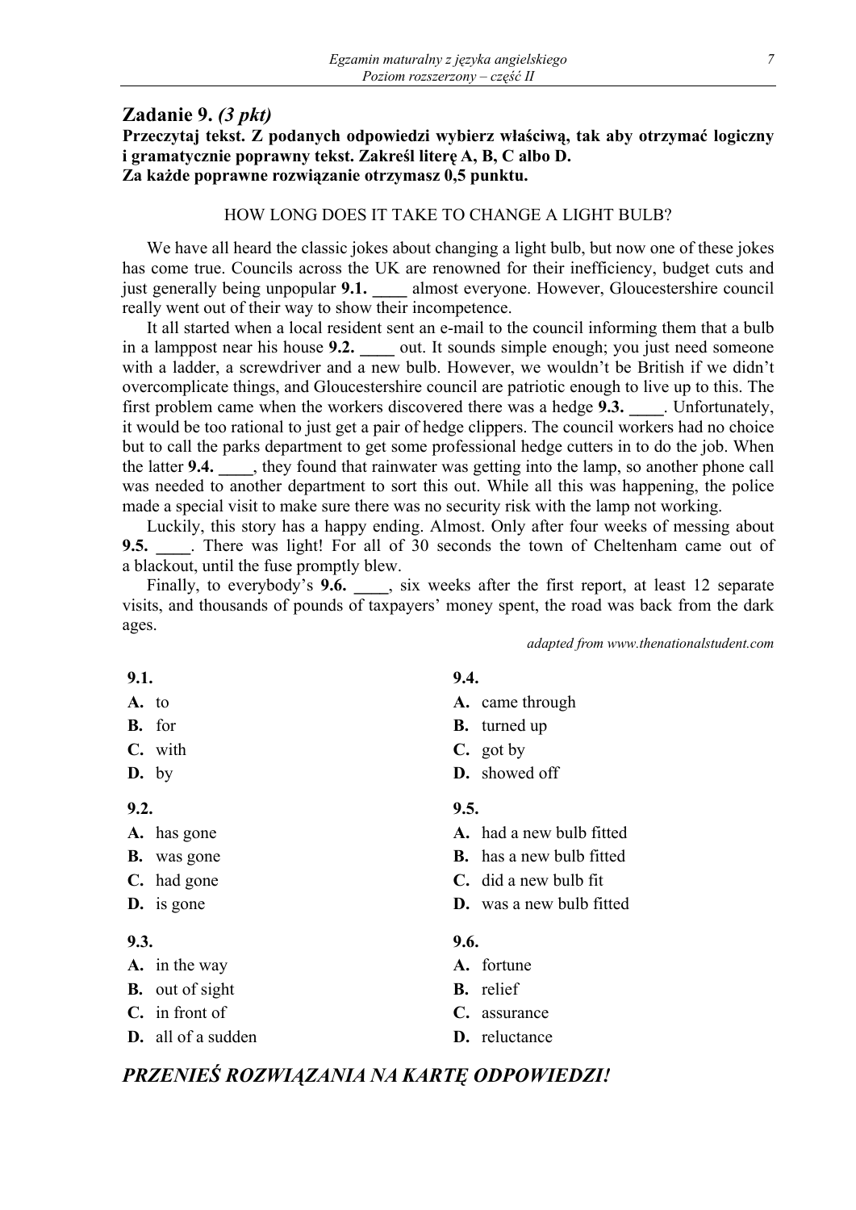## Zadanie 9. *(3 pkt)*

**Przeczytaj tekst. Z podanych odpowiedzi wybierz właściwą, tak aby otrzymać logiczny i gramatycznie poprawny tekst. Zakreśl literę A, B, C albo D.**
**Za każde poprawne rozwiązanie otrzymasz 0,5 punktu.**

HOW LONG DOES IT TAKE TO CHANGE A LIGHT BULB?

We have all heard the classic jokes about changing a light bulb, but now one of these jokes has come true. Councils across the UK are renowned for their inefficiency, budget cuts and just generally being unpopular **9.1. ____** almost everyone. However, Gloucestershire council really went out of their way to show their incompetence.

It all started when a local resident sent an e-mail to the council informing them that a bulb in a lamppost near his house **9.2. ____** out. It sounds simple enough; you just need someone with a ladder, a screwdriver and a new bulb. However, we wouldn't be British if we didn't overcomplicate things, and Gloucestershire council are patriotic enough to live up to this. The first problem came when the workers discovered there was a hedge **9.3. ____**. Unfortunately, it would be too rational to just get a pair of hedge clippers. The council workers had no choice but to call the parks department to get some professional hedge cutters in to do the job. When the latter **9.4. ____**, they found that rainwater was getting into the lamp, so another phone call was needed to another department to sort this out. While all this was happening, the police made a special visit to make sure there was no security risk with the lamp not working.

Luckily, this story has a happy ending. Almost. Only after four weeks of messing about **9.5. ____**. There was light! For all of 30 seconds the town of Cheltenham came out of a blackout, until the fuse promptly blew.

Finally, to everybody's **9.6. ____**, six weeks after the first report, at least 12 separate visits, and thousands of pounds of taxpayers' money spent, the road was back from the dark ages.

*adapted from www.thenationalstudent.com*

**9.1.**
**A.** to
**B.** for
**C.** with
**D.** by

**9.2.**
**A.** has gone
**B.** was gone
**C.** had gone
**D.** is gone

**9.3.**
**A.** in the way
**B.** out of sight
**C.** in front of
**D.** all of a sudden

**9.4.**
**A.** came through
**B.** turned up
**C.** got by
**D.** showed off

**9.5.**
**A.** had a new bulb fitted
**B.** has a new bulb fitted
**C.** did a new bulb fit
**D.** was a new bulb fitted

**9.6.**
**A.** fortune
**B.** relief
**C.** assurance
**D.** reluctance

***PRZENIEŚ ROZWIĄZANIA NA KARTĘ ODPOWIEDZI!***